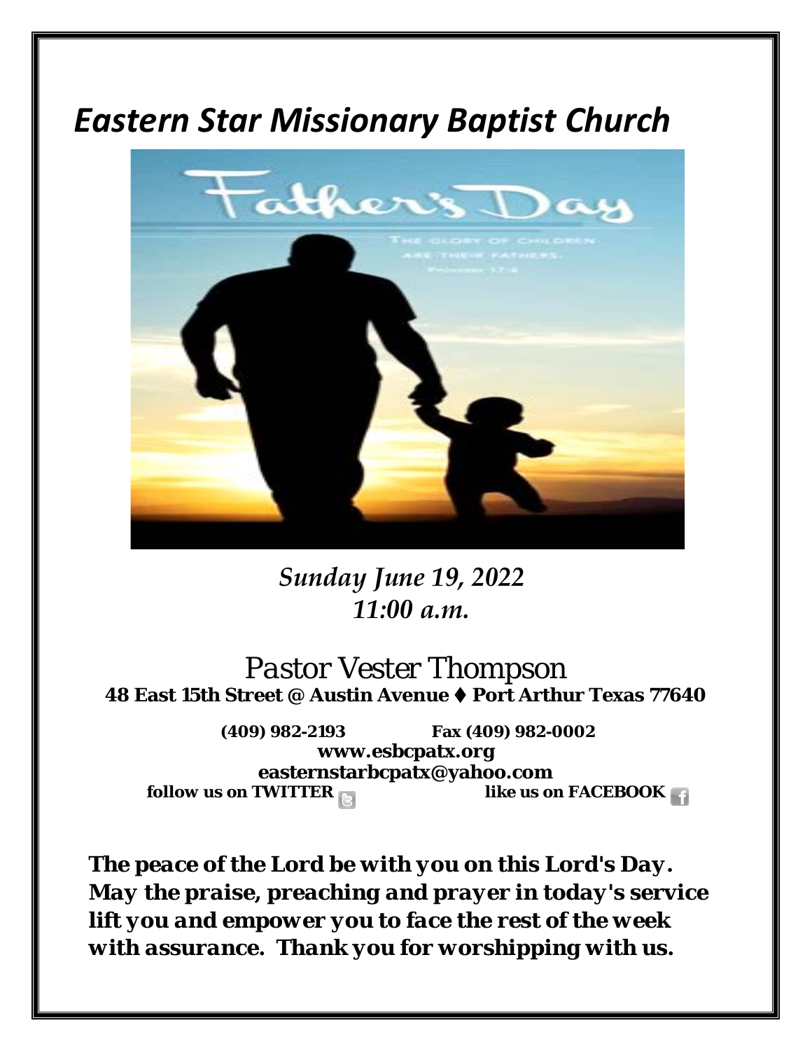# *Eastern Star Missionary Baptist Church*

*Sunday June 19, 2022*
*11:00 a.m.*

Pastor Vester Thompson

**48 East 15th Street @ Austin Avenue ♦ Port Arthur Texas 77640**

**(409) 982-2193 Fax (409) 982-0002**
**www.esbcpatx.org**
**easternstarbcpatx@yahoo.com**
**follow us on TWITTER like us on FACEBOOK**

***The peace of the Lord be with you on this Lord's Day. May the praise, preaching and prayer in today's service lift you and empower you to face the rest of the week with assurance. Thank you for worshipping with us.***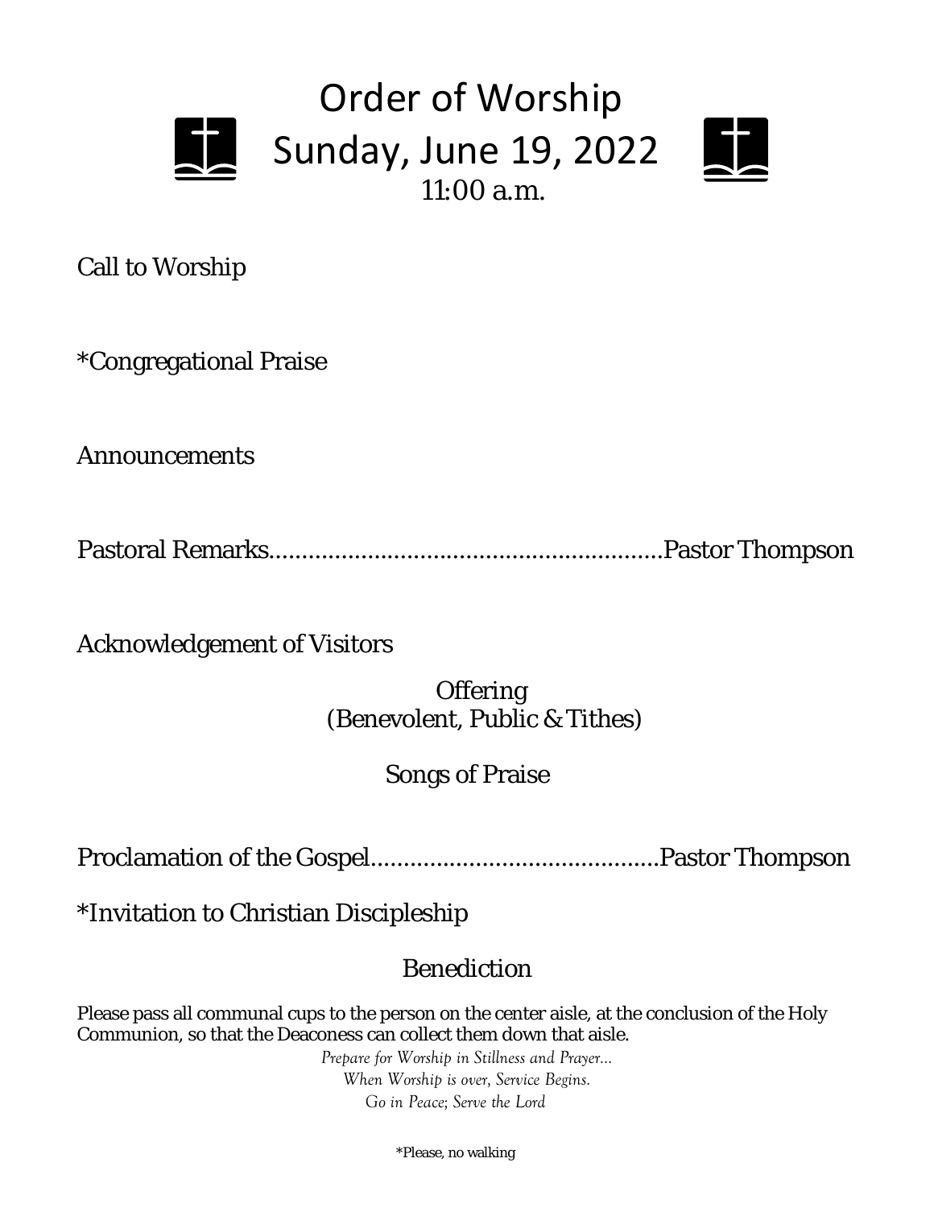# Order of Worship

## Sunday, June 19, 2022

11:00 a.m.

Call to Worship

*Congregational Praise

Announcements

Pastoral Remarks..........................................................Pastor Thompson

Acknowledgement of Visitors

Offering
(Benevolent, Public & Tithes)

Songs of Praise

Proclamation of the Gospel..........................................Pastor Thompson

*Invitation to Christian Discipleship

Benediction

Please pass all communal cups to the person on the center aisle, at the conclusion of the Holy Communion, so that the Deaconess can collect them down that aisle.

*Prepare for Worship in Stillness and Prayer...*
*When Worship is over, Service Begins.*
*Go in Peace; Serve the Lord*

*Please, no walking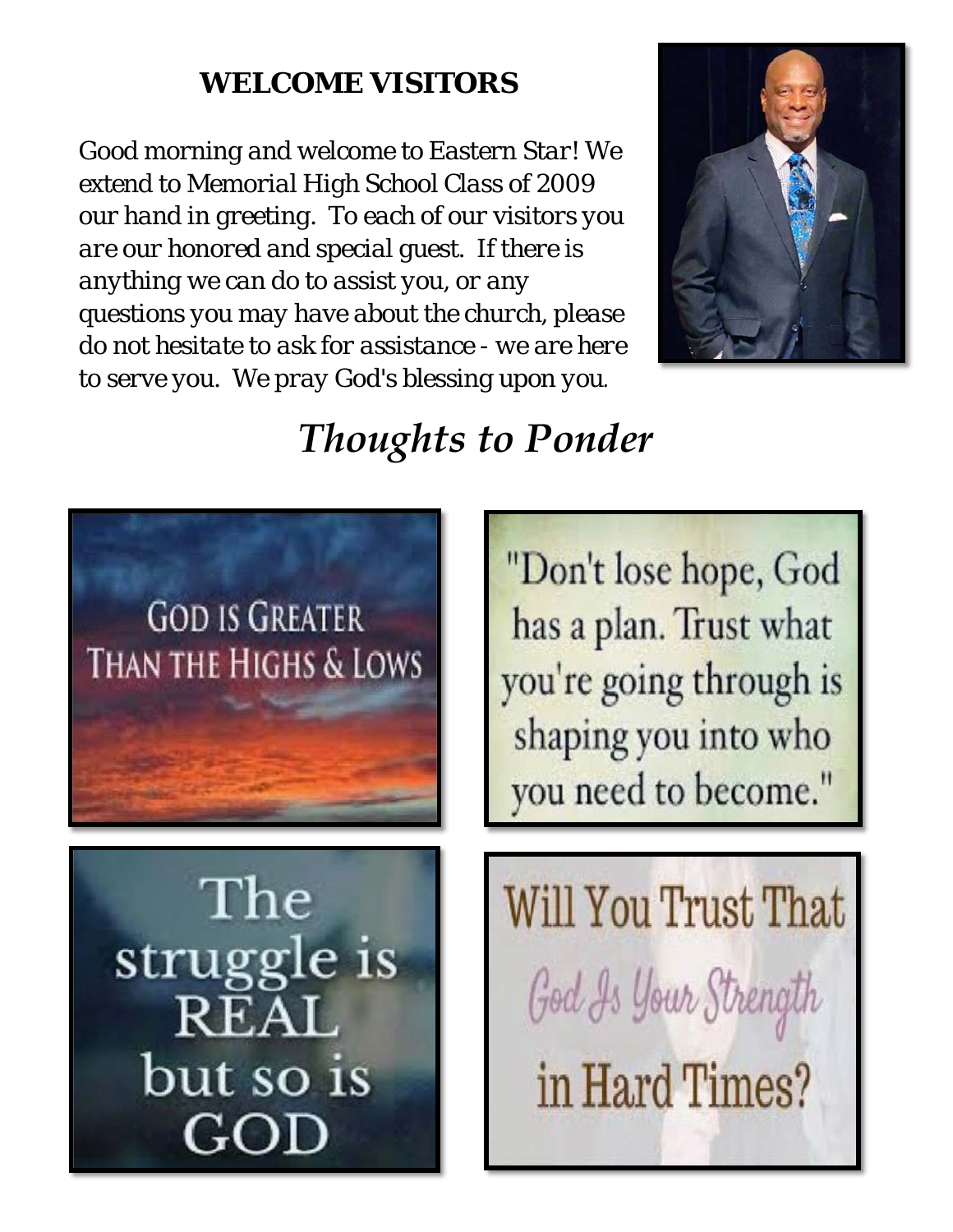## WELCOME VISITORS

Good morning and welcome to Eastern Star! We extend to Memorial High School Class of 2009 our hand in greeting. To each of our visitors you are our honored and special guest. If there is anything we can do to assist you, or any questions you may have about the church, please do not hesitate to ask for assistance - we are here to serve you. We pray God's blessing upon you.

# *Thoughts to Ponder*

GOD IS GREATER THAN THE HIGHS & LOWS

"Don't lose hope, God has a plan. Trust what you're going through is shaping you into who you need to become."

The struggle is REAL but so is GOD

Will You Trust That God Is Your Strength in Hard Times?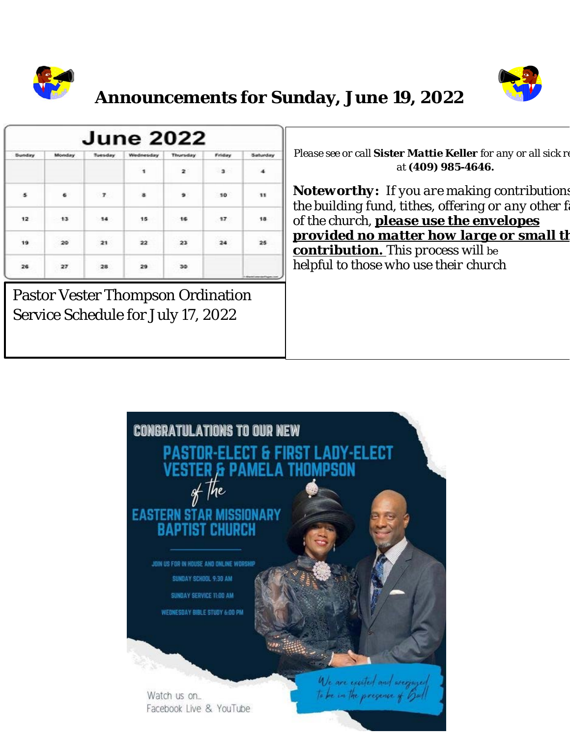# Announcements for Sunday, June 19, 2022

## June 2022

| Sunday | Monday | Tuesday | Wednesday | Thursday | Friday | Saturday |
|---|---|---|---|---|---|---|
| | | | 1 | 2 | 3 | 4 |
| 5 | 6 | 7 | 8 | 9 | 10 | 11 |
| 12 | 13 | 14 | 15 | 16 | 17 | 18 |
| 19 | 20 | 21 | 22 | 23 | 24 | 25 |
| 26 | 27 | 28 | 29 | 30 | | |

Pastor Vester Thompson Ordination Service Schedule for July 17, 2022

Please see or call **Sister *Mattie* Keller** for any or all sick re at **(409) 985-4646.**

**Noteworthy:** If you are making contributions the building fund, tithes, offering or any other fa of the church, ***please use the envelopes provided no matter how large or small th contribution.*** This process will be helpful to those who use their church

CONGRATULATIONS TO OUR NEW

PASTOR-ELECT & FIRST LADY-ELECT
VESTER & PAMELA THOMPSON

of the

EASTERN STAR MISSIONARY BAPTIST CHURCH

JOIN US FOR IN HOUSE AND ONLINE WORSHIP

SUNDAY SCHOOL 9:30 AM

SUNDAY SERVICE 11:00 AM

WEDNESDAY BIBLE STUDY 6:00 PM

Watch us on...
Facebook Live & YouTube

We are excited and energized to be in the presence of God!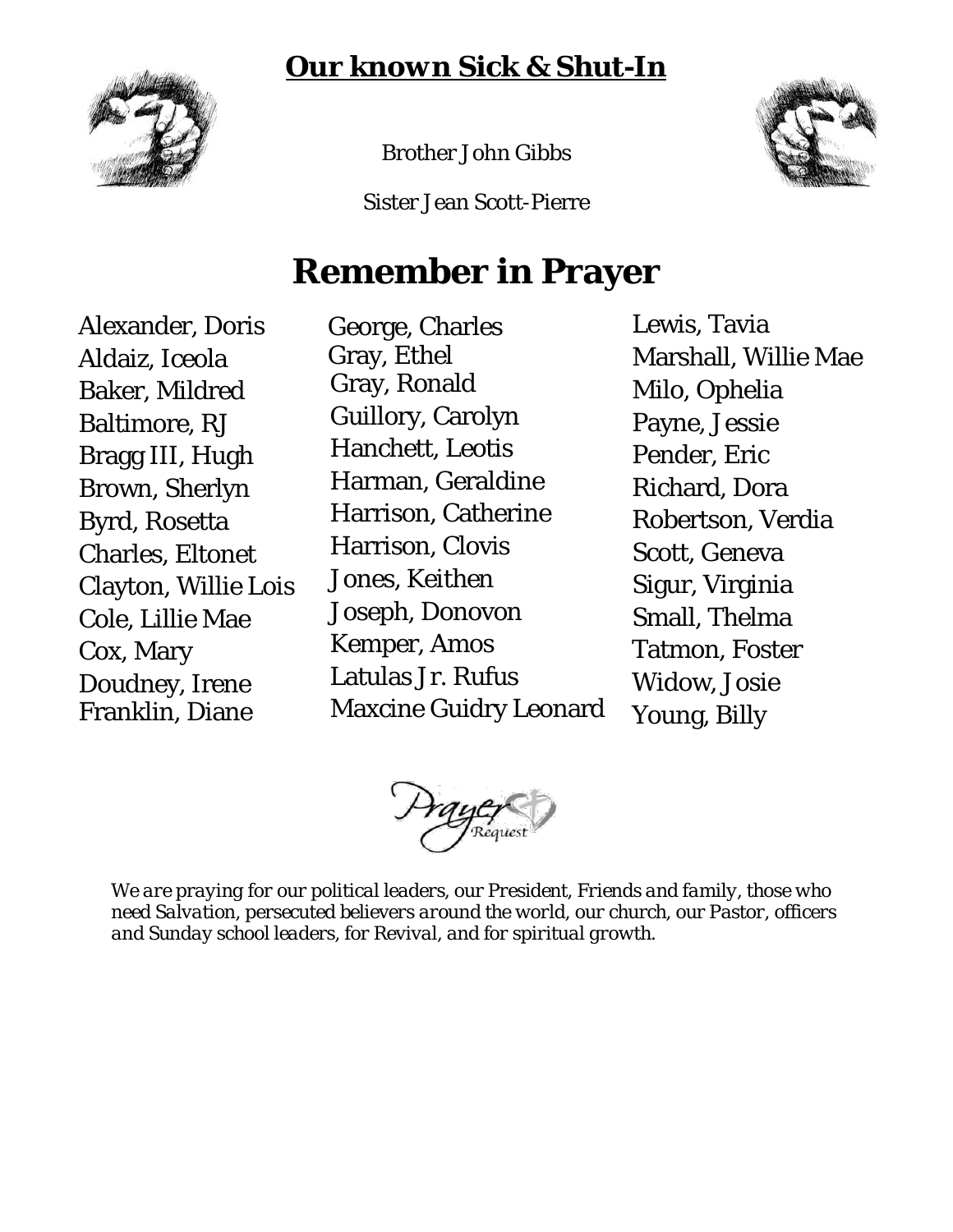## **Our known Sick & Shut-In**

Brother John Gibbs

Sister Jean Scott-Pierre

# Remember in Prayer

Alexander, Doris
Aldaiz, Iceola
Baker, Mildred
Baltimore, RJ
Bragg III, Hugh
Brown, Sherlyn
Byrd, Rosetta
Charles, Eltonet
Clayton, Willie Lois
Cole, Lillie Mae
Cox, Mary
Doudney, Irene
Franklin, Diane
George, Charles
Gray, Ethel
Gray, Ronald
Guillory, Carolyn
Hanchett, Leotis
Harman, Geraldine
Harrison, Catherine
Harrison, Clovis
Jones, Keithen
Joseph, Donovon
Kemper, Amos
Latulas Jr. Rufus
Maxcine Guidry Leonard
Lewis, Tavia
Marshall, Willie Mae
Milo, Ophelia
Payne, Jessie
Pender, Eric
Richard, Dora
Robertson, Verdia
Scott, Geneva
Sigur, Virginia
Small, Thelma
Tatmon, Foster
Widow, Josie
Young, Billy

Prayer Request

*We are praying for our political leaders, our President, Friends and family, those who need Salvation, persecuted believers around the world, our church, our Pastor, officers and Sunday school leaders, for Revival, and for spiritual growth.*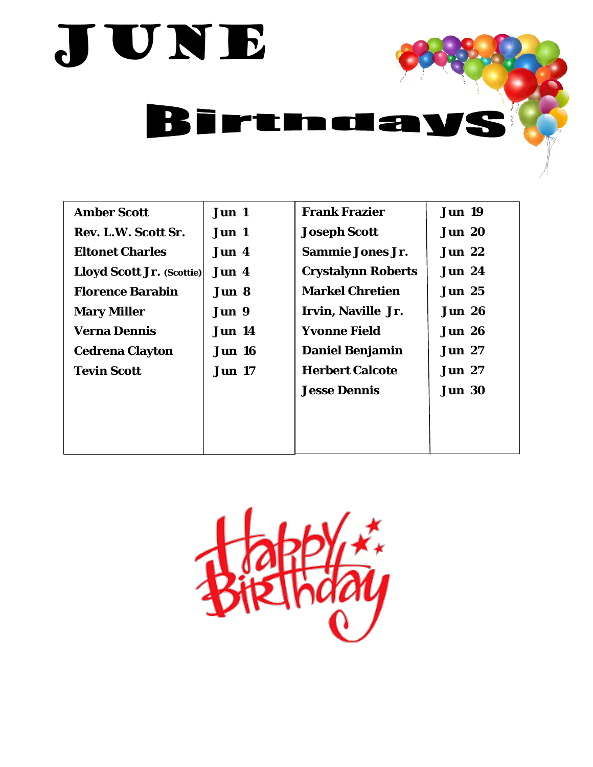# JUNE

## Birthdays

| | | | |
|---|---|---|---|
| **Amber Scott** | **Jun 1** | **Frank Frazier** | **Jun 19** |
| **Rev. L.W. Scott Sr.** | **Jun 1** | **Joseph Scott** | **Jun 20** |
| **Eltonet Charles** | **Jun 4** | **Sammie Jones Jr.** | **Jun 22** |
| **Lloyd Scott Jr. (Scottie)** | **Jun 4** | **Crystalynn Roberts** | **Jun 24** |
| **Florence Barabin** | **Jun 8** | **Markel Chretien** | **Jun 25** |
| **Mary Miller** | **Jun 9** | **Irvin, Naville Jr.** | **Jun 26** |
| **Verna Dennis** | **Jun 14** | **Yvonne Field** | **Jun 26** |
| **Cedrena Clayton** | **Jun 16** | **Daniel Benjamin** | **Jun 27** |
| **Tevin Scott** | **Jun 17** | **Herbert Calcote** | **Jun 27** |
| | | **Jesse Dennis** | **Jun 30** |

Happy Birthday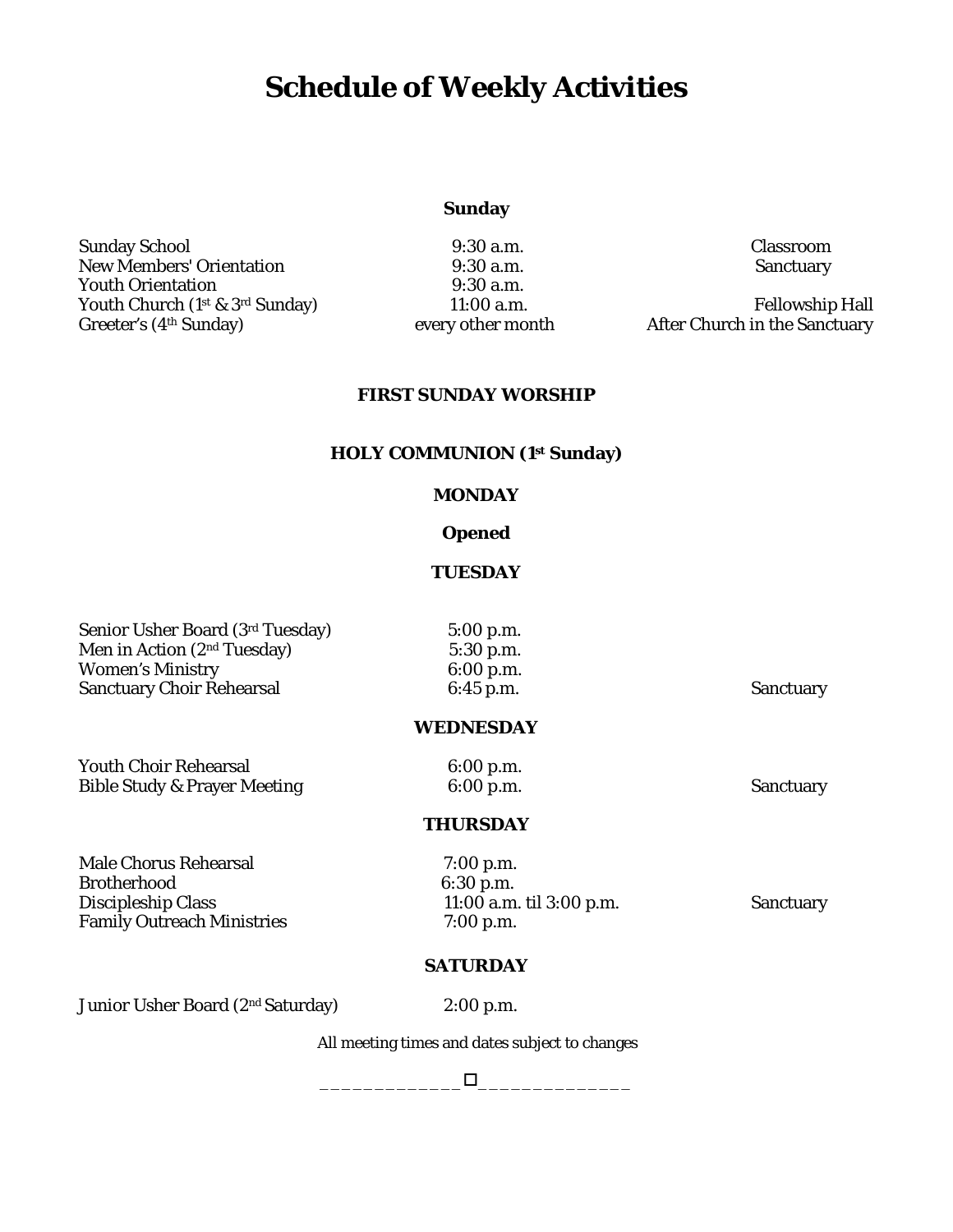# Schedule of Weekly Activities

**Sunday**

| | | |
|---|---|---|
| Sunday School | 9:30 a.m. | Classroom |
| New Members' Orientation | 9:30 a.m. | Sanctuary |
| Youth Orientation | 9:30 a.m. | |
| Youth Church (1st & 3rd Sunday) | 11:00 a.m. | Fellowship Hall |
| Greeter's (4th Sunday) | every other month | After Church in the Sanctuary |

**FIRST SUNDAY WORSHIP**

**HOLY COMMUNION (1st Sunday)**

**MONDAY**

**Opened**

**TUESDAY**

| | | |
|---|---|---|
| Senior Usher Board (3rd Tuesday) | 5:00 p.m. | |
| Men in Action (2nd Tuesday) | 5:30 p.m. | |
| Women's Ministry | 6:00 p.m. | |
| Sanctuary Choir Rehearsal | 6:45 p.m. | Sanctuary |

**WEDNESDAY**

| | | |
|---|---|---|
| Youth Choir Rehearsal | 6:00 p.m. | |
| Bible Study & Prayer Meeting | 6:00 p.m. | Sanctuary |

**THURSDAY**

| | | |
|---|---|---|
| Male Chorus Rehearsal | 7:00 p.m. | |
| Brotherhood | 6:30 p.m. | |
| Discipleship Class | 11:00 a.m. til 3:00 p.m. | Sanctuary |
| Family Outreach Ministries | 7:00 p.m. | |

**SATURDAY**

| | |
|---|---|
| Junior Usher Board (2nd Saturday) | 2:00 p.m. |

All meeting times and dates subject to changes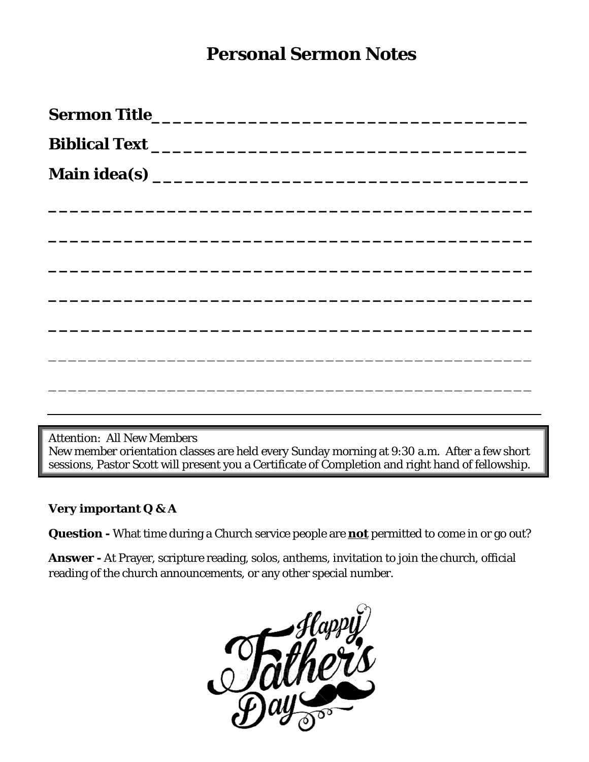# Personal Sermon Notes

**Sermon Title**___________________________________

**Biblical Text** ___________________________________

**Main idea(s)** ___________________________________

_____________________________________________

_____________________________________________

_____________________________________________

_____________________________________________

_____________________________________________

_____________________________________________

_____________________________________________

---

Attention: All New Members
New member orientation classes are held every Sunday morning at 9:30 a.m. After a few short sessions, Pastor Scott will present you a Certificate of Completion and right hand of fellowship.

**Very important Q & A**

**Question -** What time during a Church service people are **not** permitted to come in or go out?

**Answer -** At Prayer, scripture reading, solos, anthems, invitation to join the church, official reading of the church announcements, or any other special number.

Happy Father's Day